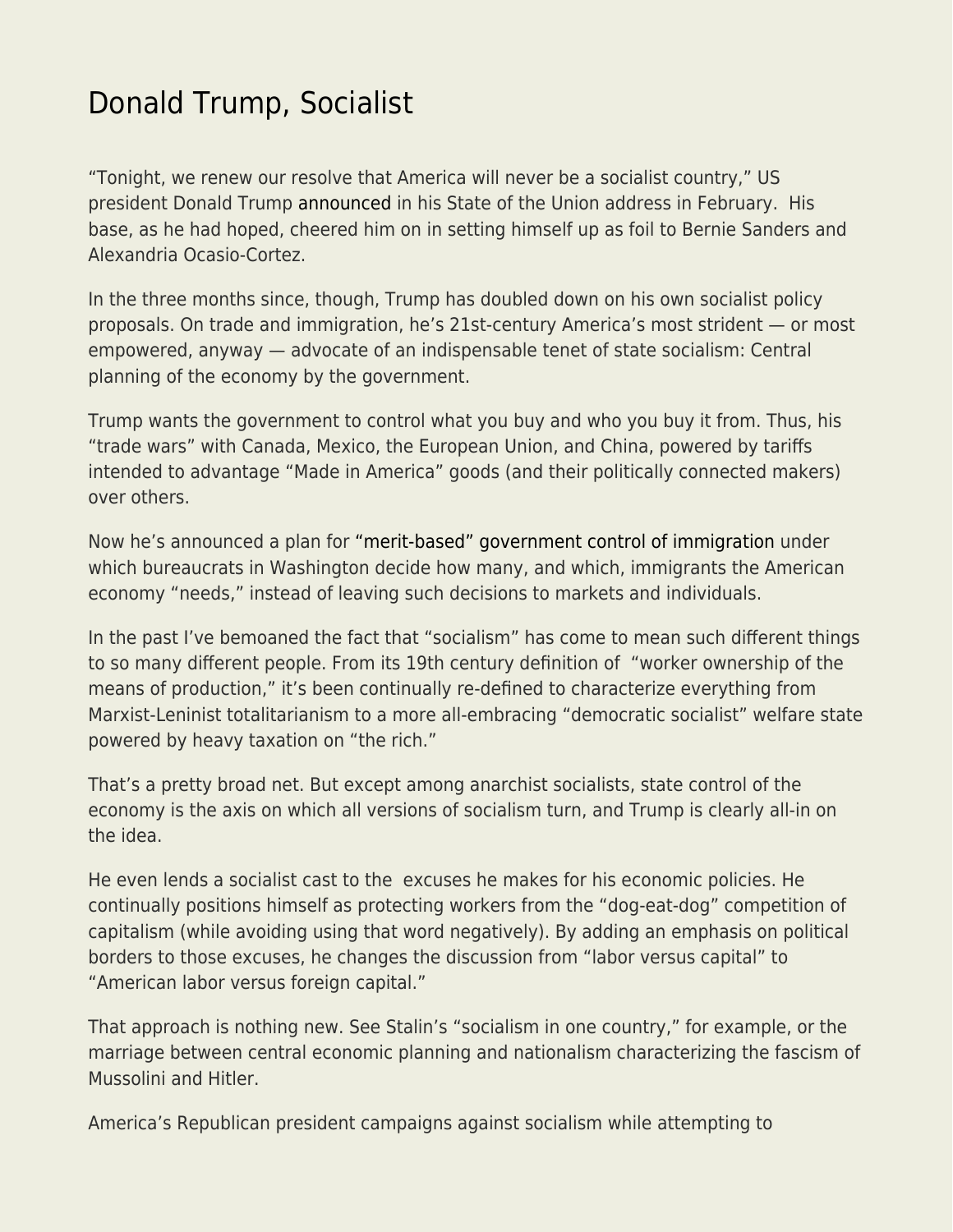# Donald Trump, Socialist

"Tonight, we renew our resolve that America will never be a socialist country," US president Donald Trump announced in his State of the Union address in February. His base, as he had hoped, cheered him on in setting himself up as foil to Bernie Sanders and Alexandria Ocasio-Cortez.

In the three months since, though, Trump has doubled down on his own socialist policy proposals. On trade and immigration, he's 21st-century America's most strident — or most empowered, anyway — advocate of an indispensable tenet of state socialism: Central planning of the economy by the government.

Trump wants the government to control what you buy and who you buy it from. Thus, his "trade wars" with Canada, Mexico, the European Union, and China, powered by tariffs intended to advantage "Made in America" goods (and their politically connected makers) over others.

Now he's announced a plan for "merit-based" government control of immigration under which bureaucrats in Washington decide how many, and which, immigrants the American economy "needs," instead of leaving such decisions to markets and individuals.

In the past I've bemoaned the fact that "socialism" has come to mean such different things to so many different people. From its 19th century definition of "worker ownership of the means of production," it's been continually re-defined to characterize everything from Marxist-Leninist totalitarianism to a more all-embracing "democratic socialist" welfare state powered by heavy taxation on "the rich."

That's a pretty broad net. But except among anarchist socialists, state control of the economy is the axis on which all versions of socialism turn, and Trump is clearly all-in on the idea.

He even lends a socialist cast to the excuses he makes for his economic policies. He continually positions himself as protecting workers from the "dog-eat-dog" competition of capitalism (while avoiding using that word negatively). By adding an emphasis on political borders to those excuses, he changes the discussion from "labor versus capital" to "American labor versus foreign capital."

That approach is nothing new. See Stalin's "socialism in one country," for example, or the marriage between central economic planning and nationalism characterizing the fascism of Mussolini and Hitler.

America's Republican president campaigns against socialism while attempting to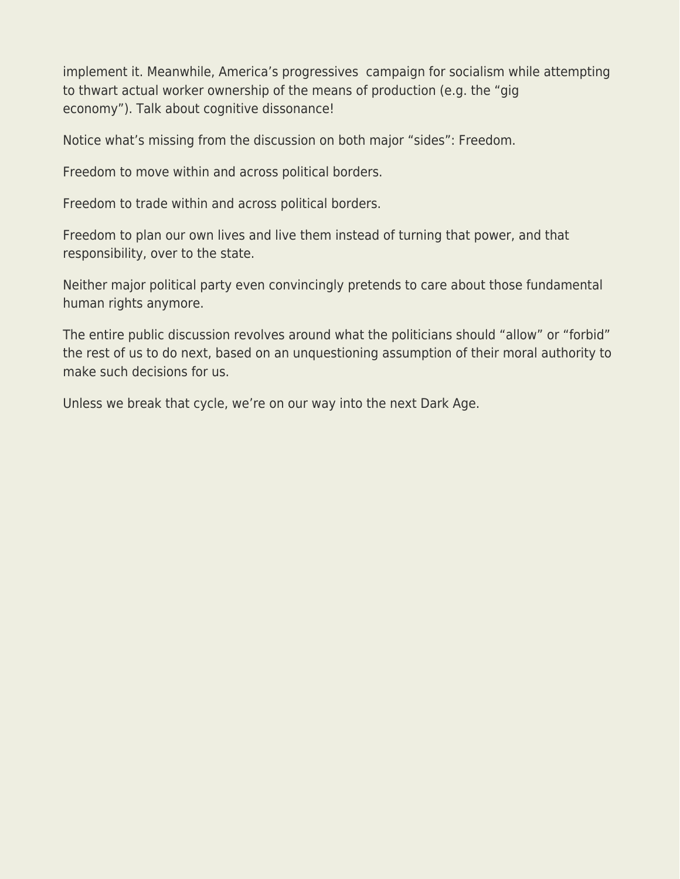implement it. Meanwhile, America's progressives campaign for socialism while attempting to thwart actual worker ownership of the means of production (e.g. the "gig economy"). Talk about cognitive dissonance!

Notice what's missing from the discussion on both major "sides": Freedom.

Freedom to move within and across political borders.

Freedom to trade within and across political borders.

Freedom to plan our own lives and live them instead of turning that power, and that responsibility, over to the state.

Neither major political party even convincingly pretends to care about those fundamental human rights anymore.

The entire public discussion revolves around what the politicians should "allow" or "forbid" the rest of us to do next, based on an unquestioning assumption of their moral authority to make such decisions for us.

Unless we break that cycle, we're on our way into the next Dark Age.